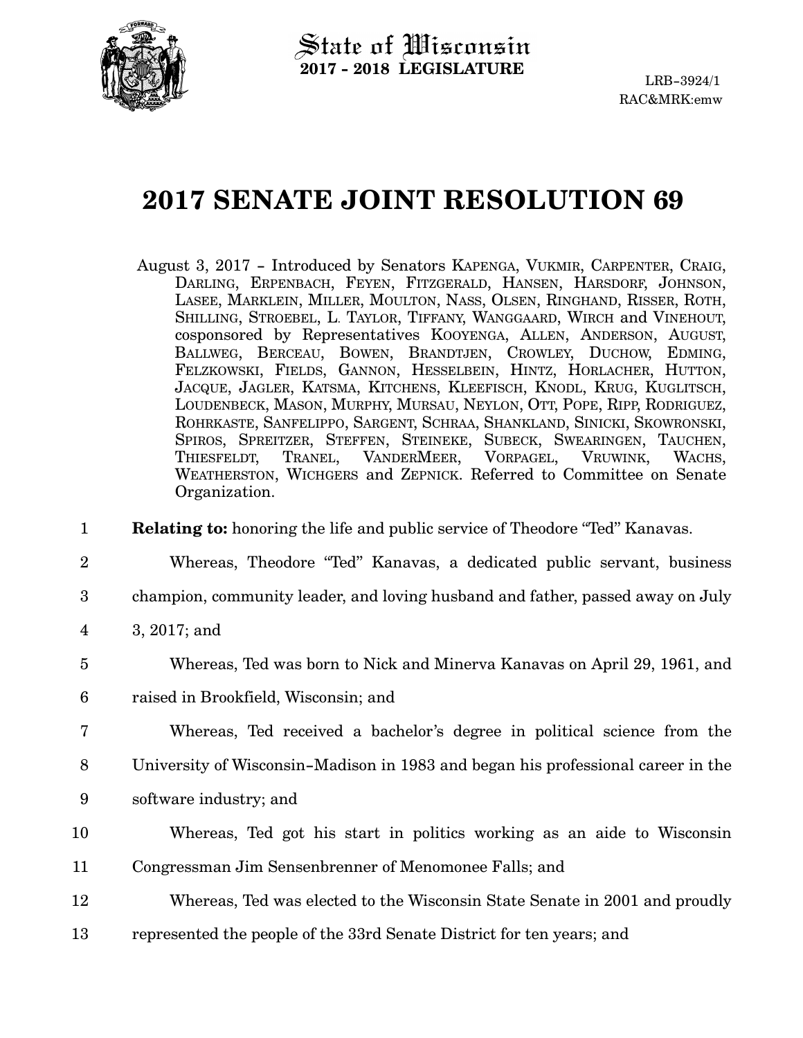State of Wisconsin
**2017 - 2018 LEGISLATURE**

LRB-3924/1
RAC&MRK:emw

# 2017 SENATE JOINT RESOLUTION 69

August 3, 2017 - Introduced by Senators KAPENGA, VUKMIR, CARPENTER, CRAIG, DARLING, ERPENBACH, FEYEN, FITZGERALD, HANSEN, HARSDORF, JOHNSON, LASEE, MARKLEIN, MILLER, MOULTON, NASS, OLSEN, RINGHAND, RISSER, ROTH, SHILLING, STROEBEL, L. TAYLOR, TIFFANY, WANGGAARD, WIRCH and VINEHOUT, cosponsored by Representatives KOOYENGA, ALLEN, ANDERSON, AUGUST, BALLWEG, BERCEAU, BOWEN, BRANDTJEN, CROWLEY, DUCHOW, EDMING, FELZKOWSKI, FIELDS, GANNON, HESSELBEIN, HINTZ, HORLACHER, HUTTON, JACQUE, JAGLER, KATSMA, KITCHENS, KLEEFISCH, KNODL, KRUG, KUGLITSCH, LOUDENBECK, MASON, MURPHY, MURSAU, NEYLON, OTT, POPE, RIPP, RODRIGUEZ, ROHRKASTE, SANFELIPPO, SARGENT, SCHRAA, SHANKLAND, SINICKI, SKOWRONSKI, SPIROS, SPREITZER, STEFFEN, STEINEKE, SUBECK, SWEARINGEN, TAUCHEN, THIESFELDT, TRANEL, VANDERMEER, VORPAGEL, VRUWINK, WACHS, WEATHERSTON, WICHGERS and ZEPNICK. Referred to Committee on Senate Organization.

1 **Relating to:** honoring the life and public service of Theodore "Ted" Kanavas.

2 Whereas, Theodore "Ted" Kanavas, a dedicated public servant, business
3 champion, community leader, and loving husband and father, passed away on July
4 3, 2017; and

5 Whereas, Ted was born to Nick and Minerva Kanavas on April 29, 1961, and
6 raised in Brookfield, Wisconsin; and

7 Whereas, Ted received a bachelor's degree in political science from the
8 University of Wisconsin-Madison in 1983 and began his professional career in the
9 software industry; and

10 Whereas, Ted got his start in politics working as an aide to Wisconsin
11 Congressman Jim Sensenbrenner of Menomonee Falls; and

12 Whereas, Ted was elected to the Wisconsin State Senate in 2001 and proudly
13 represented the people of the 33rd Senate District for ten years; and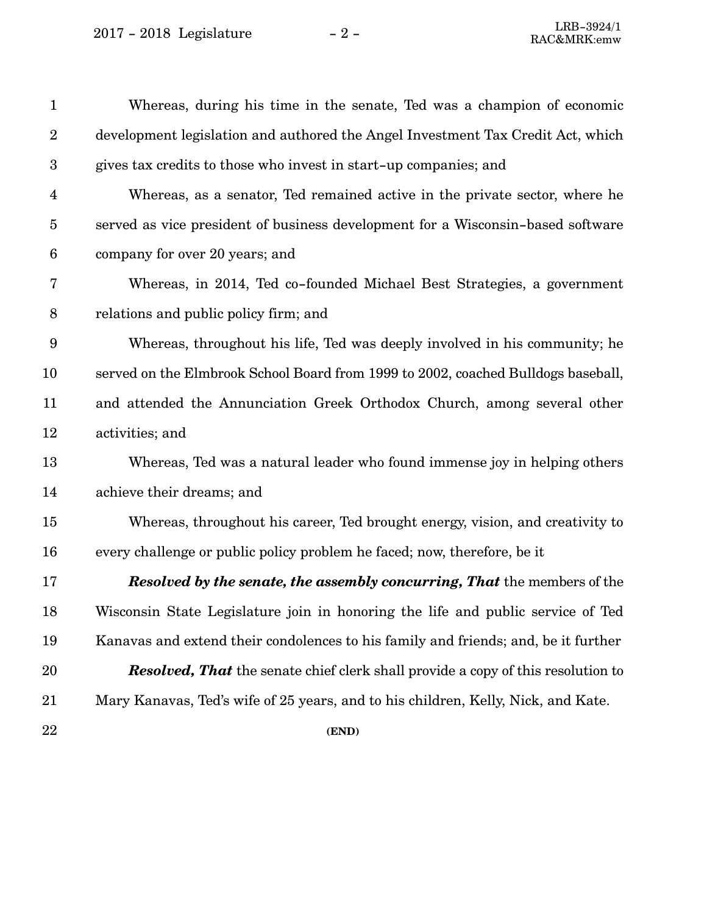Whereas, during his time in the senate, Ted was a champion of economic development legislation and authored the Angel Investment Tax Credit Act, which gives tax credits to those who invest in start-up companies; and

Whereas, as a senator, Ted remained active in the private sector, where he served as vice president of business development for a Wisconsin-based software company for over 20 years; and

Whereas, in 2014, Ted co-founded Michael Best Strategies, a government relations and public policy firm; and

Whereas, throughout his life, Ted was deeply involved in his community; he served on the Elmbrook School Board from 1999 to 2002, coached Bulldogs baseball, and attended the Annunciation Greek Orthodox Church, among several other activities; and

Whereas, Ted was a natural leader who found immense joy in helping others achieve their dreams; and

Whereas, throughout his career, Ted brought energy, vision, and creativity to every challenge or public policy problem he faced; now, therefore, be it

***Resolved by the senate, the assembly concurring, That*** the members of the Wisconsin State Legislature join in honoring the life and public service of Ted Kanavas and extend their condolences to his family and friends; and, be it further

***Resolved, That*** the senate chief clerk shall provide a copy of this resolution to Mary Kanavas, Ted's wife of 25 years, and to his children, Kelly, Nick, and Kate.

**(END)**